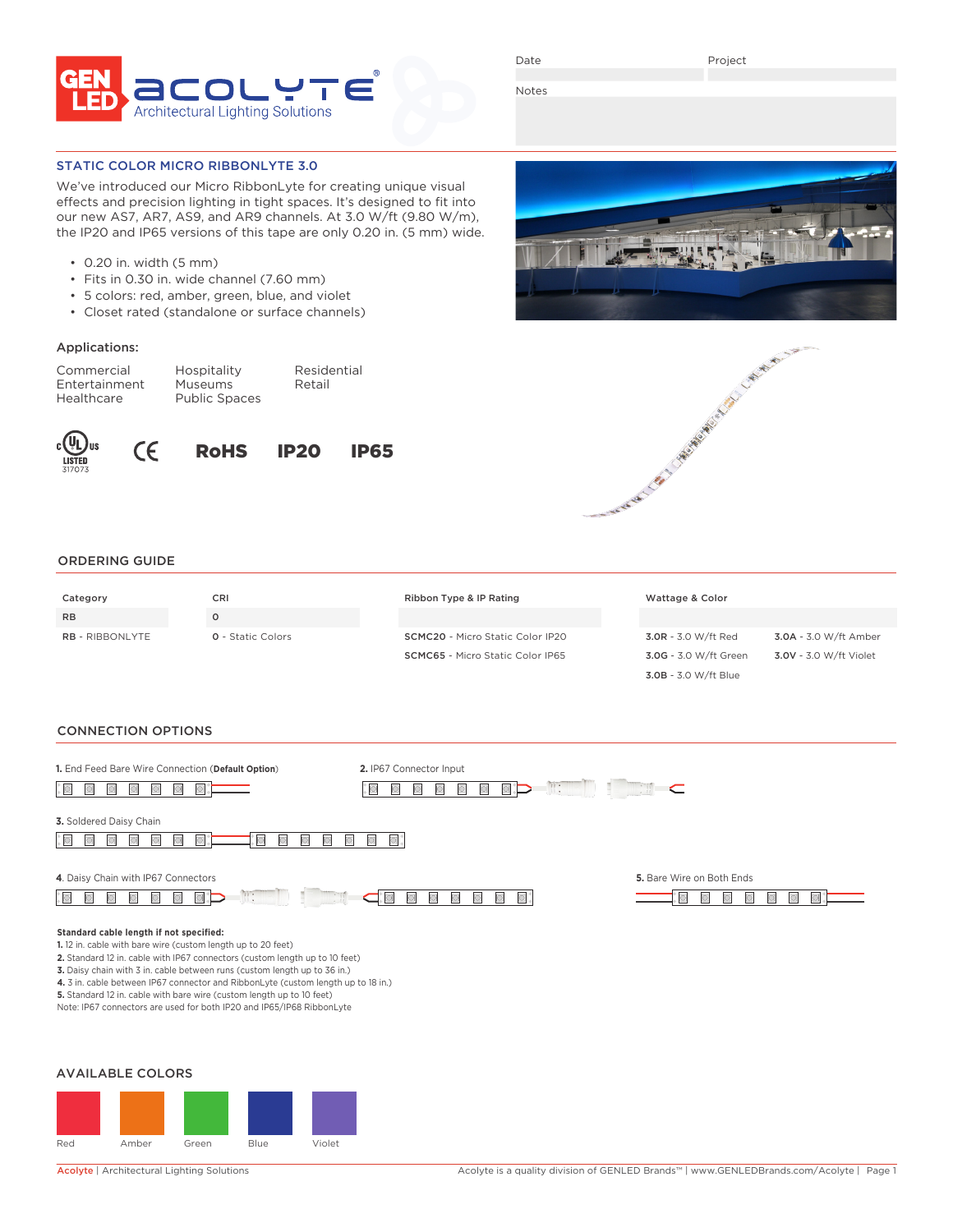GEN LED acolyte® Architectural Lighting Solutions

Date | Project

Notes

## STATIC COLOR MICRO RIBBONLYTE 3.0

We've introduced our Micro RibbonLyte for creating unique visual effects and precision lighting in tight spaces. It's designed to fit into our new AS7, AR7, AS9, and AR9 channels. At 3.0 W/ft (9.80 W/m), the IP20 and IP65 versions of this tape are only 0.20 in. (5 mm) wide.

- 0.20 in. width (5 mm)
- Fits in 0.30 in. wide channel (7.60 mm)
- 5 colors: red, amber, green, blue, and violet
- Closet rated (standalone or surface channels)

### Applications:

Commercial, Entertainment, Healthcare, Hospitality, Museums, Public Spaces, Residential, Retail

cULus LISTED 317073 | CE | RoHS | IP20 | IP65

## ORDERING GUIDE

| Category | CRI | Ribbon Type & IP Rating | Wattage & Color | |
|---|---|---|---|---|
| RB | 0 | | | |
| RB - RIBBONLYTE | 0 - Static Colors | SCMC20 - Micro Static Color IP20 | 3.0R - 3.0 W/ft Red | 3.0A - 3.0 W/ft Amber |
| | | SCMC65 - Micro Static Color IP65 | 3.0G - 3.0 W/ft Green | 3.0V - 3.0 W/ft Violet |
| | | | 3.0B - 3.0 W/ft Blue | |

## CONNECTION OPTIONS

1. End Feed Bare Wire Connection (**Default Option**)
2. IP67 Connector Input
3. Soldered Daisy Chain
4. Daisy Chain with IP67 Connectors
5. Bare Wire on Both Ends

**Standard cable length if not specified:**
1. 12 in. cable with bare wire (custom length up to 20 feet)
2. Standard 12 in. cable with IP67 connectors (custom length up to 10 feet)
3. Daisy chain with 3 in. cable between runs (custom length up to 36 in.)
4. 3 in. cable between IP67 connector and RibbonLyte (custom length up to 18 in.)
5. Standard 12 in. cable with bare wire (custom length up to 10 feet)

Note: IP67 connectors are used for both IP20 and IP65/IP68 RibbonLyte

## AVAILABLE COLORS

Red, Amber, Green, Blue, Violet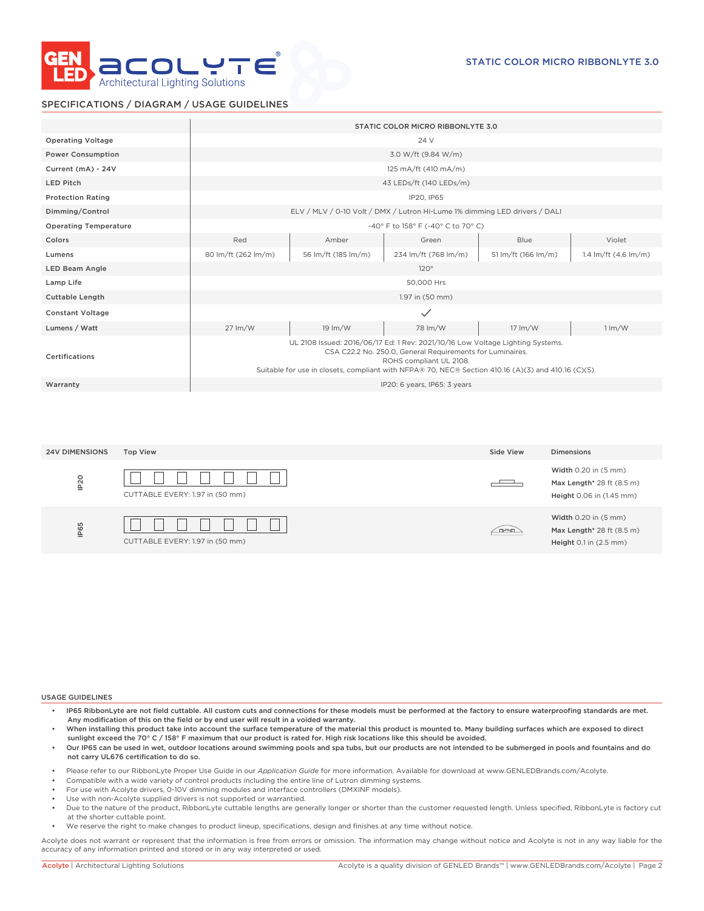# STATIC COLOR MICRO RIBBONLYTE 3.0

## SPECIFICATIONS / DIAGRAM / USAGE GUIDELINES

| | STATIC COLOR MICRO RIBBONLYTE 3.0 | | | | |
|---|---|---|---|---|---|
| Operating Voltage | 24 V | | | | |
| Power Consumption | 3.0 W/ft (9.84 W/m) | | | | |
| Current (mA) - 24V | 125 mA/ft (410 mA/m) | | | | |
| LED Pitch | 43 LEDs/ft (140 LEDs/m) | | | | |
| Protection Rating | IP20, IP65 | | | | |
| Dimming/Control | ELV / MLV / 0-10 Volt / DMX / Lutron Hi-Lume 1% dimming LED drivers / DALI | | | | |
| Operating Temperature | -40° F to 158° F (-40° C to 70° C) | | | | |
| Colors | Red | Amber | Green | Blue | Violet |
| Lumens | 80 lm/ft (262 lm/m) | 56 lm/ft (185 lm/m) | 234 lm/ft (768 lm/m) | 51 lm/ft (166 lm/m) | 1.4 lm/ft (4.6 lm/m) |
| LED Beam Angle | 120° | | | | |
| Lamp Life | 50,000 Hrs | | | | |
| Cuttable Length | 1.97 in (50 mm) | | | | |
| Constant Voltage | ✓ | | | | |
| Lumens / Watt | 27 lm/W | 19 lm/W | 78 lm/W | 17 lm/W | 1 lm/W |
| Certifications | UL 2108 Issued: 2016/06/17 Ed: 1 Rev: 2021/10/16 Low Voltage Lighting Systems. CSA C22.2 No. 250.0, General Requirements for Luminaires. ROHS compliant UL 2108. Suitable for use in closets, compliant with NFPA® 70, NEC® Section 410.16 (A)(3) and 410.16 (C)(5). | | | | |
| Warranty | IP20: 6 years, IP65: 3 years | | | | |

| 24V DIMENSIONS | Top View | Dimensions |
|---|---|---|
| IP20 | CUTTABLE EVERY: 1.97 in (50 mm) | **Width** 0.20 in (5 mm)<br>**Max Length*** 28 ft (8.5 m)<br>**Height** 0.06 in (1.45 mm) |
| IP65 | CUTTABLE EVERY: 1.97 in (50 mm) | **Width** 0.20 in (5 mm)<br>**Max Length*** 28 ft (8.5 m)<br>**Height** 0.1 in (2.5 mm) |

### USAGE GUIDELINES

- **IP65 RibbonLyte are not field cuttable. All custom cuts and connections for these models must be performed at the factory to ensure waterproofing standards are met. Any modification of this on the field or by end user will result in a voided warranty.**
- **When installing this product take into account the surface temperature of the material this product is mounted to. Many building surfaces which are exposed to direct sunlight exceed the 70° C / 158° F maximum that our product is rated for. High risk locations like this should be avoided.**
- **Our IP65 can be used in wet, outdoor locations around swimming pools and spa tubs, but our products are not intended to be submerged in pools and fountains and do not carry UL676 certification to do so.**
- Please refer to our RibbonLyte Proper Use Guide in our *Application Guide* for more information. Available for download at www.GENLEDBrands.com/Acolyte.
- Compatible with a wide variety of control products including the entire line of Lutron dimming systems.
- For use with Acolyte drivers, 0-10V dimming modules and interface controllers (DMXINF models).
- Use with non-Acolyte supplied drivers is not supported or warrantied.
- Due to the nature of the product, RibbonLyte cuttable lengths are generally longer or shorter than the customer requested length. Unless specified, RibbonLyte is factory cut at the shorter cuttable point.
- We reserve the right to make changes to product lineup, specifications, design and finishes at any time without notice.

Acolyte does not warrant or represent that the information is free from errors or omission. The information may change without notice and Acolyte is not in any way liable for the accuracy of any information printed and stored or in any way interpreted or used.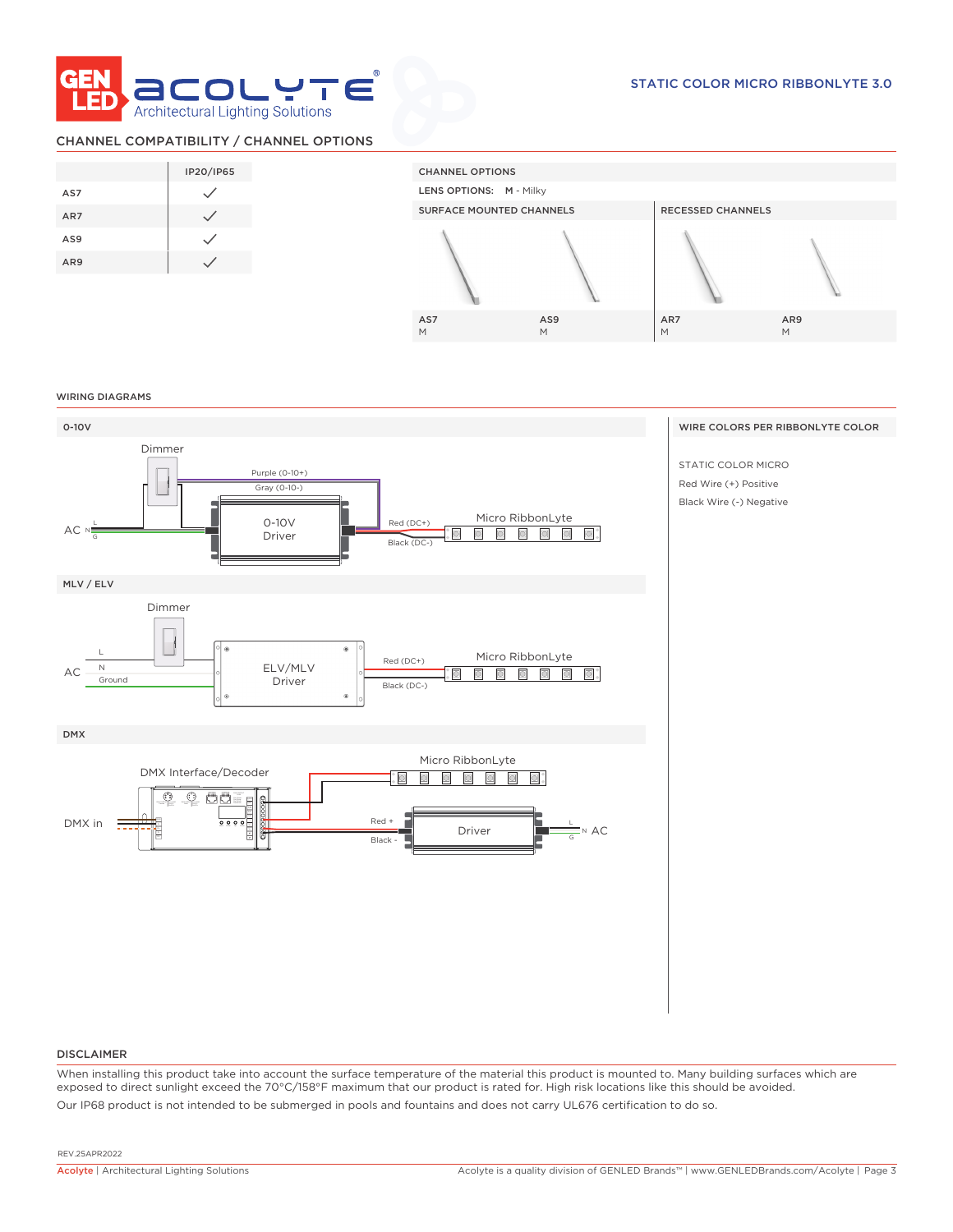# STATIC COLOR MICRO RIBBONLYTE 3.0

## CHANNEL COMPATIBILITY / CHANNEL OPTIONS

| | IP20/IP65 |
|---|---|
| AS7 | ✓ |
| AR7 | ✓ |
| AS9 | ✓ |
| AR9 | ✓ |

**CHANNEL OPTIONS**

LENS OPTIONS: **M** - Milky

| SURFACE MOUNTED CHANNELS | | RECESSED CHANNELS | |
|---|---|---|---|
| AS7 M | AS9 M | AR7 M | AR9 M |

## WIRING DIAGRAMS

### 0-10V

Dimmer

Purple (0-10+)

Gray (0-10-)

AC L N G

0-10V Driver

Red (DC+)

Black (DC-)

Micro RibbonLyte

### MLV / ELV

Dimmer

AC L N Ground

ELV/MLV Driver

Red (DC+)

Black (DC-)

Micro RibbonLyte

### DMX

DMX Interface/Decoder

DMX in

Micro RibbonLyte

Red +

Black -

Driver

L N G AC

### WIRE COLORS PER RIBBONLYTE COLOR

STATIC COLOR MICRO

Red Wire (+) Positive

Black Wire (-) Negative

## DISCLAIMER

When installing this product take into account the surface temperature of the material this product is mounted to. Many building surfaces which are exposed to direct sunlight exceed the 70°C/158°F maximum that our product is rated for. High risk locations like this should be avoided.

Our IP68 product is not intended to be submerged in pools and fountains and does not carry UL676 certification to do so.

REV.25APR2022